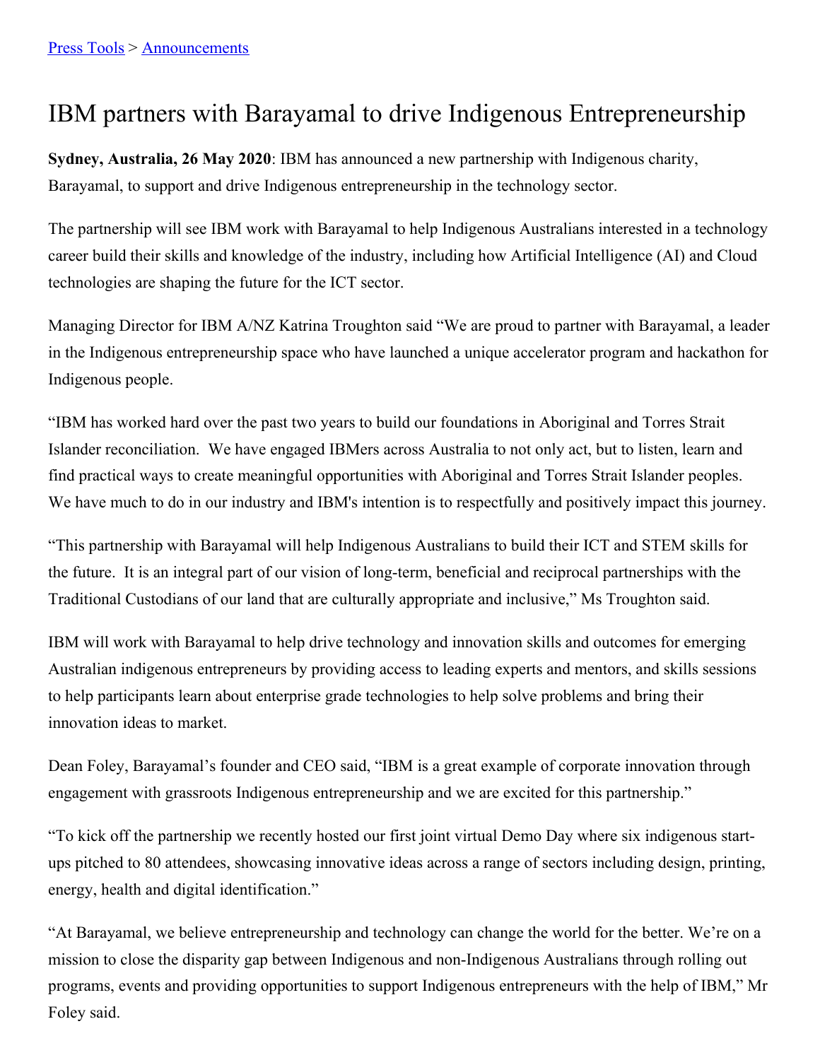[Press Tools](#) > [Announcements](#)

# IBM partners with Barayamal to drive Indigenous Entrepreneurship

**Sydney, Australia, 26 May 2020**: IBM has announced a new partnership with Indigenous charity, Barayamal, to support and drive Indigenous entrepreneurship in the technology sector.

The partnership will see IBM work with Barayamal to help Indigenous Australians interested in a technology career build their skills and knowledge of the industry, including how Artificial Intelligence (AI) and Cloud technologies are shaping the future for the ICT sector.

Managing Director for IBM A/NZ Katrina Troughton said "We are proud to partner with Barayamal, a leader in the Indigenous entrepreneurship space who have launched a unique accelerator program and hackathon for Indigenous people.

"IBM has worked hard over the past two years to build our foundations in Aboriginal and Torres Strait Islander reconciliation. We have engaged IBMers across Australia to not only act, but to listen, learn and find practical ways to create meaningful opportunities with Aboriginal and Torres Strait Islander peoples. We have much to do in our industry and IBM's intention is to respectfully and positively impact this journey.

"This partnership with Barayamal will help Indigenous Australians to build their ICT and STEM skills for the future. It is an integral part of our vision of long-term, beneficial and reciprocal partnerships with the Traditional Custodians of our land that are culturally appropriate and inclusive," Ms Troughton said.

IBM will work with Barayamal to help drive technology and innovation skills and outcomes for emerging Australian indigenous entrepreneurs by providing access to leading experts and mentors, and skills sessions to help participants learn about enterprise grade technologies to help solve problems and bring their innovation ideas to market.

Dean Foley, Barayamal's founder and CEO said, "IBM is a great example of corporate innovation through engagement with grassroots Indigenous entrepreneurship and we are excited for this partnership."

"To kick off the partnership we recently hosted our first joint virtual Demo Day where six indigenous start-ups pitched to 80 attendees, showcasing innovative ideas across a range of sectors including design, printing, energy, health and digital identification."

"At Barayamal, we believe entrepreneurship and technology can change the world for the better. We're on a mission to close the disparity gap between Indigenous and non-Indigenous Australians through rolling out programs, events and providing opportunities to support Indigenous entrepreneurs with the help of IBM," Mr Foley said.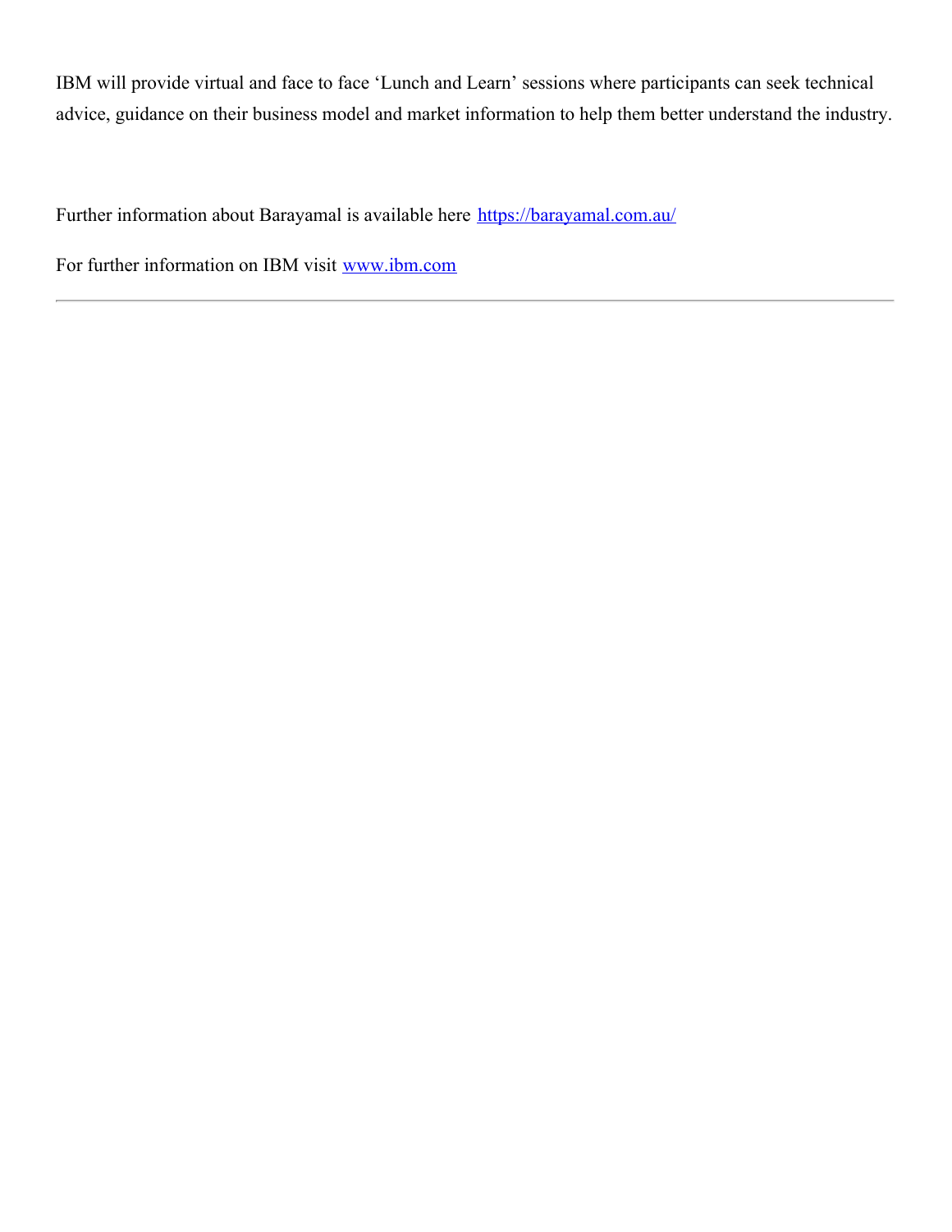IBM will provide virtual and face to face ‘Lunch and Learn’ sessions where participants can seek technical advice, guidance on their business model and market information to help them better understand the industry.

Further information about Barayamal is available here [https://barayamal.com.au/](https://barayamal.com.au/)

For further information on IBM visit [www.ibm.com](http://www.ibm.com)

---